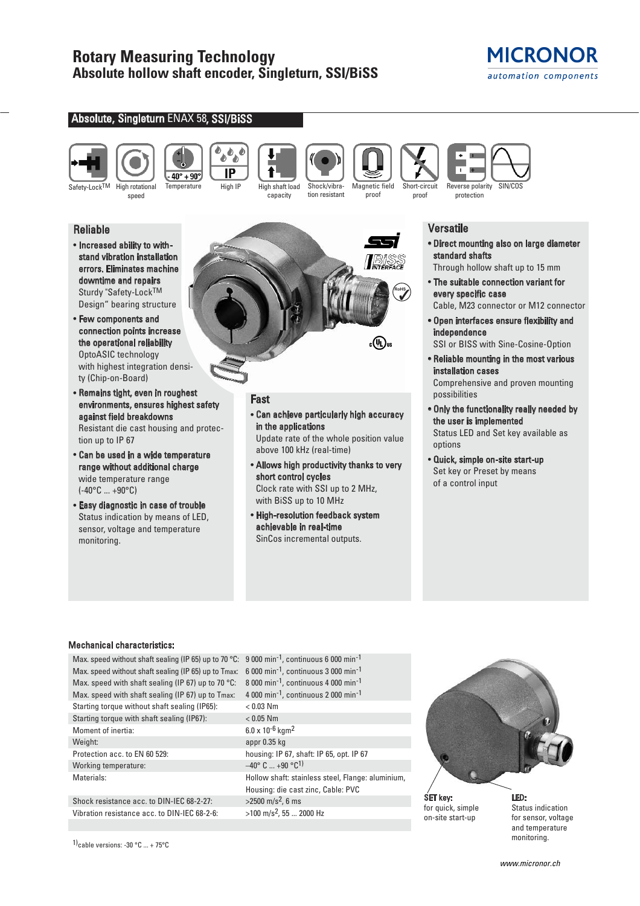# Rotary Measuring Technology
## Absolute hollow shaft encoder, Singleturn, SSI/BiSS

MICRONOR
automation components

## Absolute, Singleturn ENAX 58, SSI/BiSS

Safety-Lock™ | High rotational speed | Temperature | High IP | High shaft load capacity | Shock/vibration resistant | Magnetic field proof | Short-circuit proof | Reverse polarity protection | SIN/COS

### Reliable

- **Increased ability to withstand vibration installation errors. Eliminates machine downtime and repairs**
  Sturdy "Safety-Lock™ Design" bearing structure
- **Few components and connection points increase the operational reliability**
  OptoASIC technology with highest integration density (Chip-on-Board)
- **Remains tight, even in roughest environments, ensures highest safety against field breakdowns**
  Resistant die cast housing and protection up to IP 67
- **Can be used in a wide temperature range without additional charge**
  wide temperature range (-40°C ... +90°C)
- **Easy diagnostic in case of trouble**
  Status indication by means of LED, sensor, voltage and temperature monitoring.

### Fast

- **Can achieve particularly high accuracy in the applications**
  Update rate of the whole position value above 100 kHz (real-time)
- **Allows high productivity thanks to very short control cycles**
  Clock rate with SSI up to 2 MHz, with BiSS up to 10 MHz
- **High-resolution feedback system achievable in real-time**
  SinCos incremental outputs.

### Versatile

- **Direct mounting also on large diameter standard shafts**
  Through hollow shaft up to 15 mm
- **The suitable connection variant for every specific case**
  Cable, M23 connector or M12 connector
- **Open interfaces ensure flexibility and independence**
  SSI or BISS with Sine-Cosine-Option
- **Reliable mounting in the most various installation cases**
  Comprehensive and proven mounting possibilities
- **Only the functionality really needed by the user is implemented**
  Status LED and Set key available as options
- **Quick, simple on-site start-up**
  Set key or Preset by means of a control input

### Mechanical characteristics:

| | |
|---|---|
| Max. speed without shaft sealing (IP 65) up to 70 °C: | 9 000 $min^{-1}$, continuous 6 000 $min^{-1}$ |
| Max. speed without shaft sealing (IP 65) up to Tmax: | 6 000 $min^{-1}$, continuous 3 000 $min^{-1}$ |
| Max. speed with shaft sealing (IP 67) up to 70 °C: | 8 000 $min^{-1}$, continuous 4 000 $min^{-1}$ |
| Max. speed with shaft sealing (IP 67) up to Tmax: | 4 000 $min^{-1}$, continuous 2 000 $min^{-1}$ |
| Starting torque without shaft sealing (IP65): | < 0.03 Nm |
| Starting torque with shaft sealing (IP67): | < 0.05 Nm |
| Moment of inertia: | $6.0 \times 10^{-6}$ $kgm^2$ |
| Weight: | appr 0.35 kg |
| Protection acc. to EN 60 529: | housing: IP 67, shaft: IP 65, opt. IP 67 |
| Working temperature: | –40° C ... +90 °C[1] |
| Materials: | Hollow shaft: stainless steel, Flange: aluminium, Housing: die cast zinc, Cable: PVC |
| Shock resistance acc. to DIN-IEC 68-2-27: | >2500 $m/s^2$, 6 ms |
| Vibration resistance acc. to DIN-IEC 68-2-6: | >100 $m/s^2$, 55 ... 2000 Hz |

[1] cable versions: -30 °C ... + 75°C

**SET key:** for quick, simple on-site start-up

**LED:** Status indication for sensor, voltage and temperature monitoring.

www.micronor.ch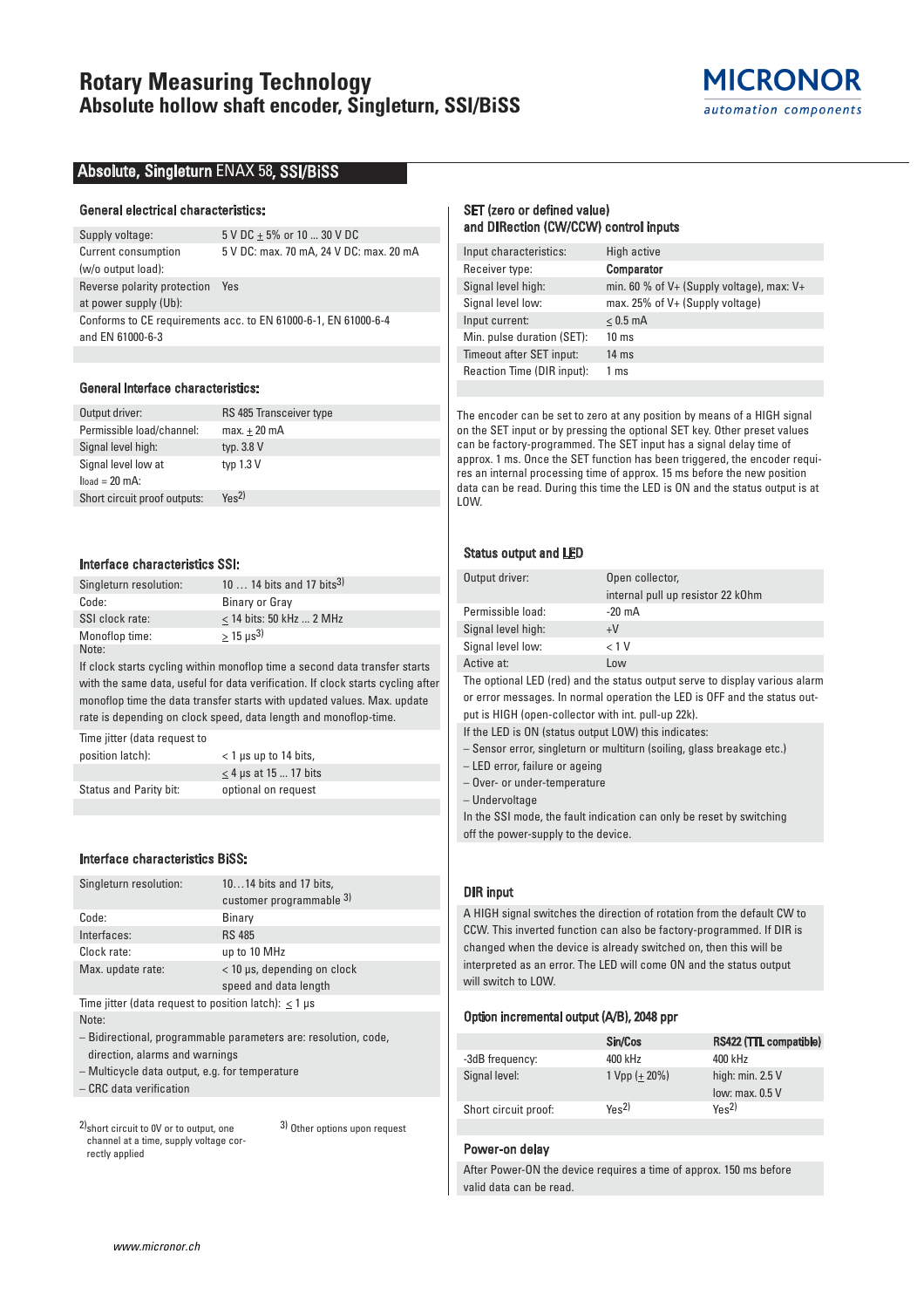# Rotary Measuring Technology
## Absolute hollow shaft encoder, Singleturn, SSI/BiSS

## Absolute, Singleturn ENAX 58, SSI/BiSS

### General electrical characteristics:

| | |
|---|---|
| Supply voltage: | 5 V DC ± 5% or 10 ... 30 V DC |
| Current consumption (w/o output load): | 5 V DC: max. 70 mA, 24 V DC: max. 20 mA |
| Reverse polarity protection at power supply (Ub): | Yes |

Conforms to CE requirements acc. to EN 61000-6-1, EN 61000-6-4 and EN 61000-6-3

### General Interface characteristics:

| | |
|---|---|
| Output driver: | RS 485 Transceiver type |
| Permissible load/channel: | max. ± 20 mA |
| Signal level high: | typ. 3.8 V |
| Signal level low at $I_{load}$ = 20 mA: | typ 1.3 V |
| Short circuit proof outputs: | Yes[2] |

### Interface characteristics SSI:

| | |
|---|---|
| Singleturn resolution: | 10 … 14 bits and 17 bits[3] |
| Code: | Binary or Gray |
| SSI clock rate: | ≤ 14 bits: 50 kHz ... 2 MHz |
| Monoflop time: | ≥ 15 µs[3] |

Note:

If clock starts cycling within monoflop time a second data transfer starts with the same data, useful for data verification. If clock starts cycling after monoflop time the data transfer starts with updated values. Max. update rate is depending on clock speed, data length and monoflop-time.

| | |
|---|---|
| Time jitter (data request to position latch): | < 1 µs up to 14 bits, |
| | ≤ 4 µs at 15 ... 17 bits |
| Status and Parity bit: | optional on request |

### Interface characteristics BiSS:

| | |
|---|---|
| Singleturn resolution: | 10…14 bits and 17 bits, customer programmable [3] |
| Code: | Binary |
| Interfaces: | RS 485 |
| Clock rate: | up to 10 MHz |
| Max. update rate: | < 10 µs, depending on clock speed and data length |

Time jitter (data request to position latch): ≤ 1 µs

Note:

- Bidirectional, programmable parameters are: resolution, code, direction, alarms and warnings
- Multicycle data output, e.g. for temperature
- CRC data verification

[2] short circuit to 0V or to output, one channel at a time, supply voltage correctly applied

[3] Other options upon request

### SET (zero or defined value) and DIRection (CW/CCW) control inputs

| | |
|---|---|
| Input characteristics: | High active |
| Receiver type: | **Comparator** |
| Signal level high: | min. 60 % of V+ (Supply voltage), max: V+ |
| Signal level low: | max. 25% of V+ (Supply voltage) |
| Input current: | ≤ 0.5 mA |
| Min. pulse duration (SET): | 10 ms |
| Timeout after SET input: | 14 ms |
| Reaction Time (DIR input): | 1 ms |

The encoder can be set to zero at any position by means of a HIGH signal on the SET input or by pressing the optional SET key. Other preset values can be factory-programmed. The SET input has a signal delay time of approx. 1 ms. Once the SET function has been triggered, the encoder requires an internal processing time of approx. 15 ms before the new position data can be read. During this time the LED is ON and the status output is at LOW.

### Status output and LED

| | |
|---|---|
| Output driver: | Open collector, internal pull up resistor 22 kOhm |
| Permissible load: | -20 mA |
| Signal level high: | +V |
| Signal level low: | < 1 V |
| Active at: | Low |

The optional LED (red) and the status output serve to display various alarm or error messages. In normal operation the LED is OFF and the status output is HIGH (open-collector with int. pull-up 22k).

If the LED is ON (status output LOW) this indicates:

- Sensor error, singleturn or multiturn (soiling, glass breakage etc.)
- LED error, failure or ageing
- Over- or under-temperature
- Undervoltage

In the SSI mode, the fault indication can only be reset by switching off the power-supply to the device.

### DIR input

A HIGH signal switches the direction of rotation from the default CW to CCW. This inverted function can also be factory-programmed. If DIR is changed when the device is already switched on, then this will be interpreted as an error. The LED will come ON and the status output will switch to LOW.

### Option incremental output (A/B), 2048 ppr

| | Sin/Cos | RS422 (TTL compatible) |
|---|---|---|
| -3dB frequency: | 400 kHz | 400 kHz |
| Signal level: | 1 Vpp (± 20%) | high: min. 2.5 V<br>low: max. 0.5 V |
| Short circuit proof: | Yes[2] | Yes[2] |

### Power-on delay

After Power-ON the device requires a time of approx. 150 ms before valid data can be read.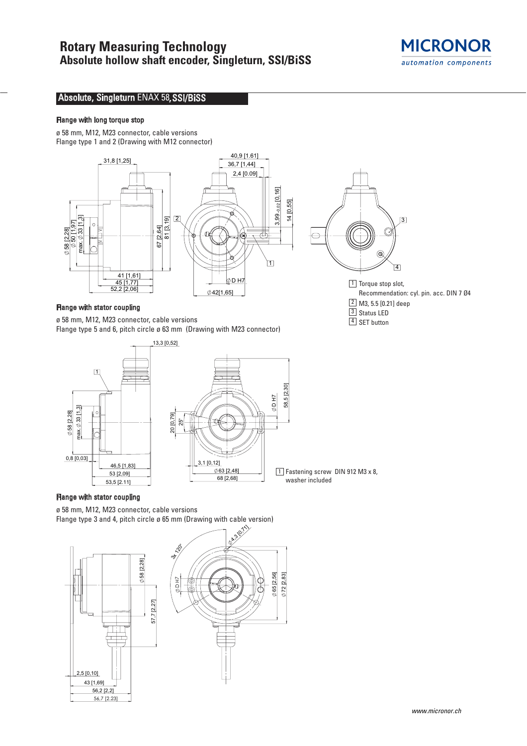# Rotary Measuring Technology
## Absolute hollow shaft encoder, Singleturn, SSI/BiSS

MICRONOR
*automation components*

## Absolute, Singleturn ENAX 58, SSI/BiSS

### Flange with long torque stop

ø 58 mm, M12, M23 connector, cable versions
Flange type 1 and 2 (Drawing with M12 connector)

1 Torque stop slot,
Recommendation: cyl. pin. acc. DIN 7 Ø4
2 M3, 5.5 [0.21] deep
3 Status LED
4 SET button

### Flange with stator coupling

ø 58 mm, M12, M23 connector, cable versions
Flange type 5 and 6, pitch circle ø 63 mm (Drawing with M23 connector)

1 Fastening screw DIN 912 M3 x 8,
washer included

### Flange with stator coupling

ø 58 mm, M12, M23 connector, cable versions
Flange type 3 and 4, pitch circle ø 65 mm (Drawing with cable version)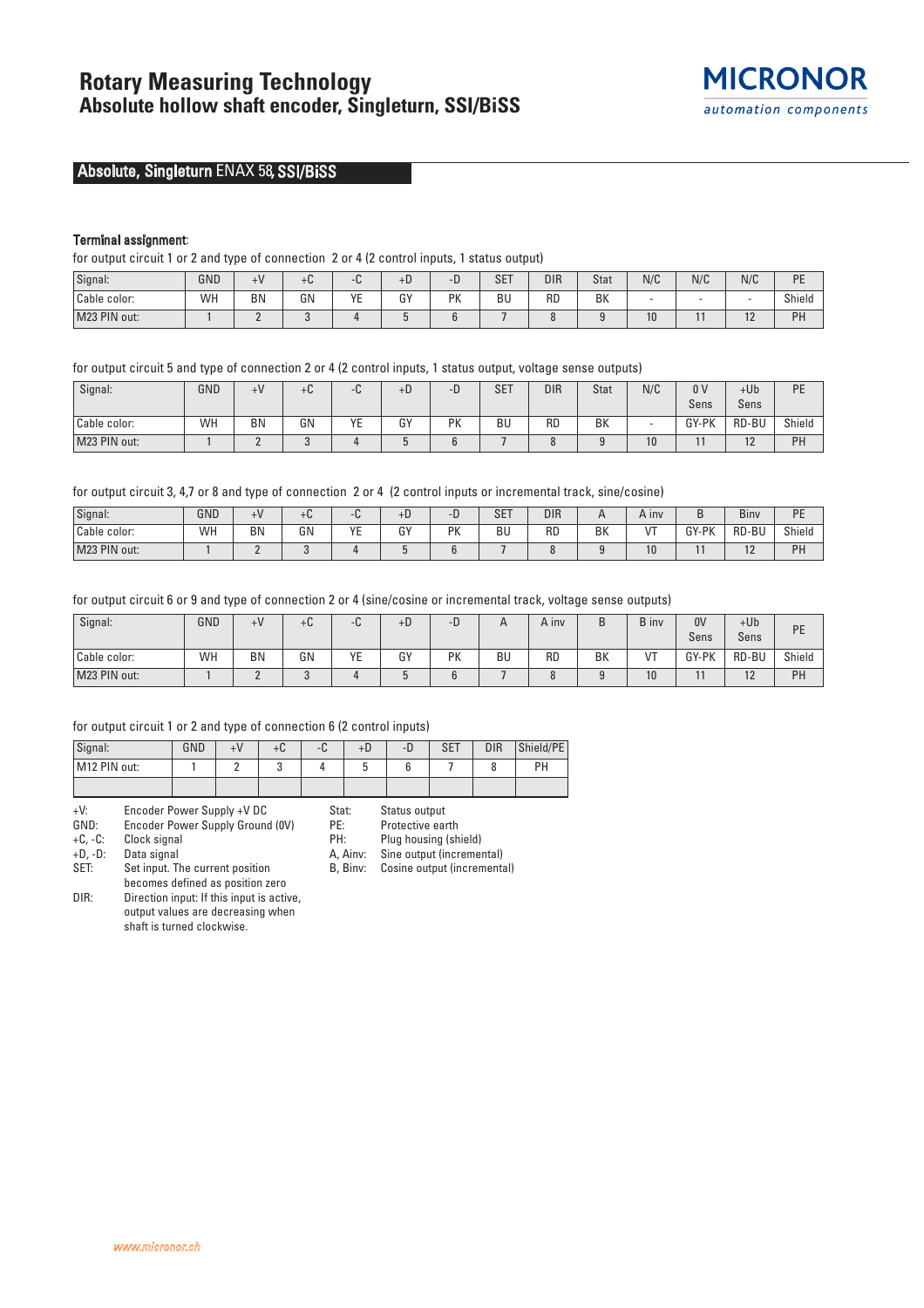# Rotary Measuring Technology
## Absolute hollow shaft encoder, Singleturn, SSI/BiSS

MICRONOR
automation components

### Absolute, Singleturn ENAX 58, SSI/BiSS

**Terminal assignment:**

for output circuit 1 or 2 and type of connection 2 or 4 (2 control inputs, 1 status output)

| Signal: | GND | +V | +C | -C | +D | -D | SET | DIR | Stat | N/C | N/C | N/C | PE |
|---|---|---|---|---|---|---|---|---|---|---|---|---|---|
| Cable color: | WH | BN | GN | YE | GY | PK | BU | RD | BK | - | - | - | Shield |
| M23 PIN out: | 1 | 2 | 3 | 4 | 5 | 6 | 7 | 8 | 9 | 10 | 11 | 12 | PH |

for output circuit 5 and type of connection 2 or 4 (2 control inputs, 1 status output, voltage sense outputs)

| Signal: | GND | +V | +C | -C | +D | -D | SET | DIR | Stat | N/C | 0 V Sens | +Ub Sens | PE |
|---|---|---|---|---|---|---|---|---|---|---|---|---|---|
| Cable color: | WH | BN | GN | YE | GY | PK | BU | RD | BK | - | GY-PK | RD-BU | Shield |
| M23 PIN out: | 1 | 2 | 3 | 4 | 5 | 6 | 7 | 8 | 9 | 10 | 11 | 12 | PH |

for output circuit 3, 4,7 or 8 and type of connection 2 or 4 (2 control inputs or incremental track, sine/cosine)

| Signal: | GND | +V | +C | -C | +D | -D | SET | DIR | A | A inv | B | Binv | PE |
|---|---|---|---|---|---|---|---|---|---|---|---|---|---|
| Cable color: | WH | BN | GN | YE | GY | PK | BU | RD | BK | VT | GY-PK | RD-BU | Shield |
| M23 PIN out: | 1 | 2 | 3 | 4 | 5 | 6 | 7 | 8 | 9 | 10 | 11 | 12 | PH |

for output circuit 6 or 9 and type of connection 2 or 4 (sine/cosine or incremental track, voltage sense outputs)

| Signal: | GND | +V | +C | -C | +D | -D | A | A inv | B | B inv | 0V Sens | +Ub Sens | PE |
|---|---|---|---|---|---|---|---|---|---|---|---|---|---|
| Cable color: | WH | BN | GN | YE | GY | PK | BU | RD | BK | VT | GY-PK | RD-BU | Shield |
| M23 PIN out: | 1 | 2 | 3 | 4 | 5 | 6 | 7 | 8 | 9 | 10 | 11 | 12 | PH |

for output circuit 1 or 2 and type of connection 6 (2 control inputs)

| Signal: | GND | +V | +C | -C | +D | -D | SET | DIR | Shield/PE |
|---|---|---|---|---|---|---|---|---|---|
| M12 PIN out: | 1 | 2 | 3 | 4 | 5 | 6 | 7 | 8 | PH |
| | | | | | | | | | |

+V: Encoder Power Supply +V DC
GND: Encoder Power Supply Ground (0V)
+C, -C: Clock signal
+D, -D: Data signal
SET: Set input. The current position becomes defined as position zero
DIR: Direction input: If this input is active, output values are decreasing when shaft is turned clockwise.

Stat: Status output
PE: Protective earth
PH: Plug housing (shield)
A, Ainv: Sine output (incremental)
B, Binv: Cosine output (incremental)

www.micronor.ch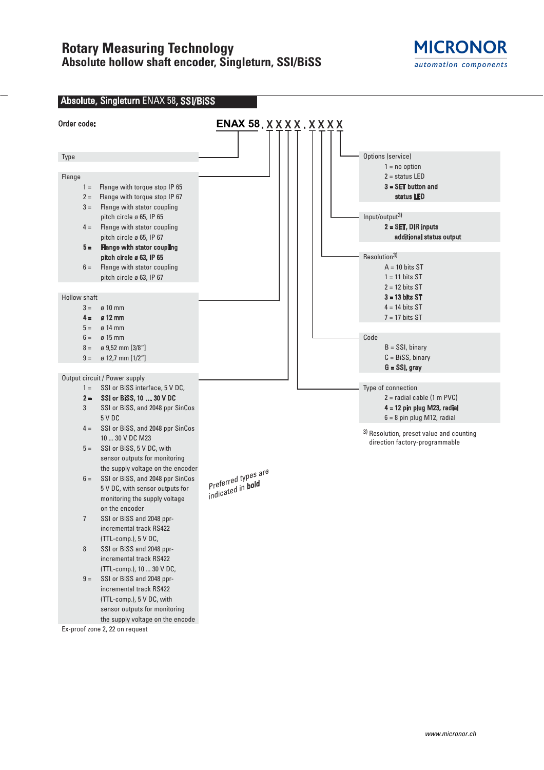## Absolute, Singleturn ENAX 58, SSI/BiSS

**Order code:** **ENAX 58 . X X X X . X X X X**

**Type**

**Flange**

- 1 = Flange with torque stop IP 65
- 2 = Flange with torque stop IP 67
- 3 = Flange with stator coupling pitch circle ø 65, IP 65
- 4 = Flange with stator coupling pitch circle ø 65, IP 67
- **5 = Flange with stator coupling pitch circle ø 63, IP 65**
- 6 = Flange with stator coupling pitch circle ø 63, IP 67

**Hollow shaft**

- 3 = ø 10 mm
- **4 = ø 12 mm**
- 5 = ø 14 mm
- 6 = ø 15 mm
- 8 = ø 9,52 mm [3/8"]
- 9 = ø 12,7 mm [1/2"]

**Output circuit / Power supply**

- 1 = SSI or BiSS interface, 5 V DC,
- **2 = SSI or BiSS, 10 ... 30 V DC**
- 3 SSI or BiSS, and 2048 ppr SinCos 5 V DC
- 4 = SSI or BiSS, and 2048 ppr SinCos 10 ... 30 V DC M23
- 5 = SSI or BiSS, 5 V DC, with sensor outputs for monitoring the supply voltage on the encoder
- 6 = SSI or BiSS, and 2048 ppr SinCos 5 V DC, with sensor outputs for monitoring the supply voltage on the encoder
- 7 SSI or BiSS and 2048 ppr-incremental track RS422 (TTL-comp.), 5 V DC,
- 8 SSI or BiSS and 2048 ppr-incremental track RS422 (TTL-comp.), 10 ... 30 V DC,
- 9 = SSI or BiSS and 2048 ppr-incremental track RS422 (TTL-comp.), 5 V DC, with sensor outputs for monitoring the supply voltage on the encode

Ex-proof zone 2, 22 on request

**Options (service)**

- 1 = no option
- 2 = status LED
- **3 = SET button and status LED**

**Input/output**[3]

- **2 = SET, DIR inputs additional status output**

**Resolution**[3]

- A = 10 bits ST
- 1 = 11 bits ST
- 2 = 12 bits ST
- **3 = 13 bits ST**
- 4 = 14 bits ST
- 7 = 17 bits ST

**Code**

- B = SSI, binary
- C = BiSS, binary
- **G = SSI, gray**

**Type of connection**

- 2 = radial cable (1 m PVC)
- **4 = 12 pin plug M23, radial**
- 6 = 8 pin plug M12, radial

[3] Resolution, preset value and counting direction factory-programmable

*Preferred types are indicated in* **bold**

www.micronor.ch